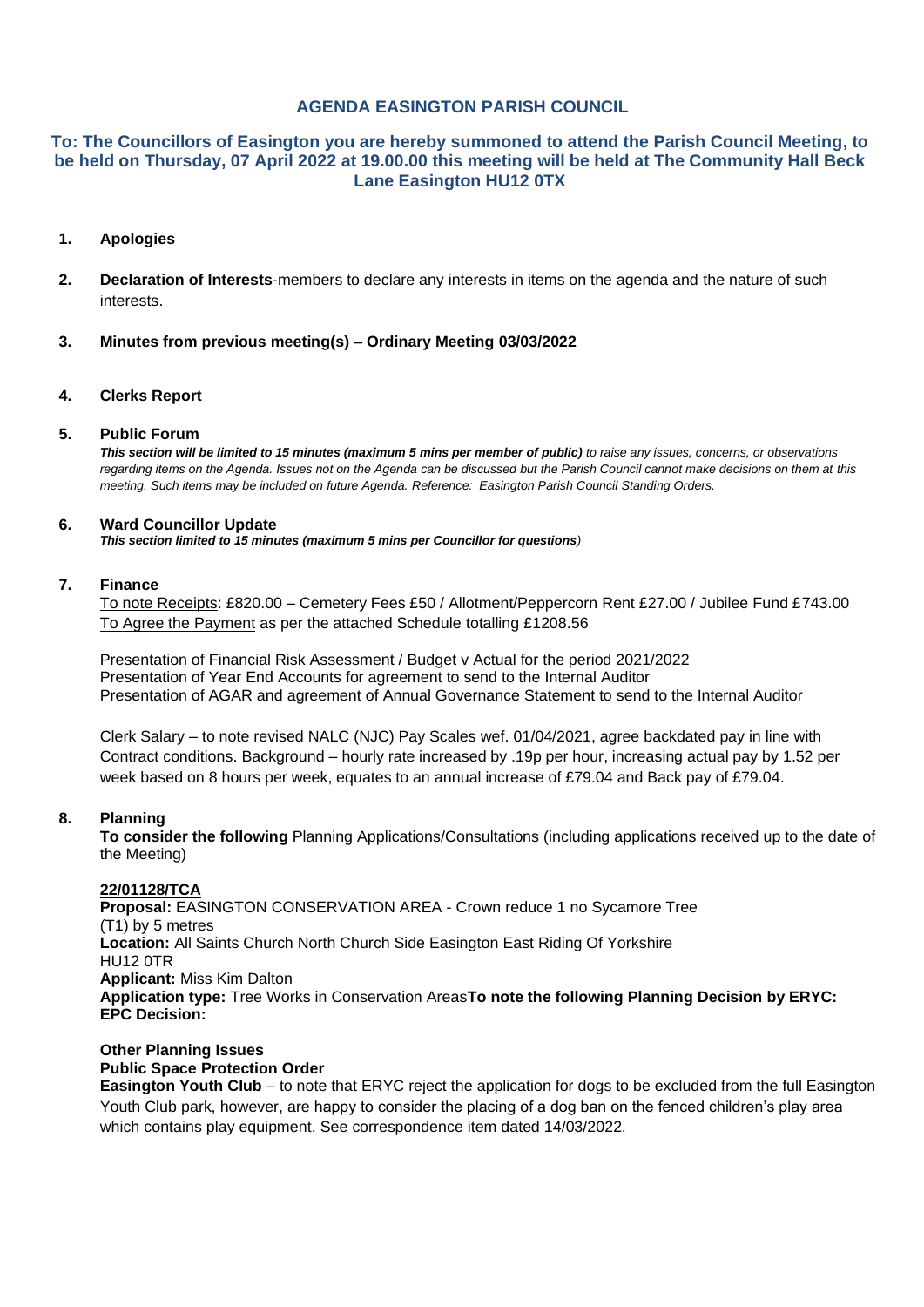# AGENDA EASINGTON PARISH COUNCIL

## To: The Councillors of Easington you are hereby summoned to attend the Parish Council Meeting, to be held on Thursday, 07 April 2022 at 19.00.00 this meeting will be held at The Community Hall Beck Lane Easington HU12 0TX

1. **Apologies**

2. **Declaration of Interests**-members to declare any interests in items on the agenda and the nature of such interests.

3. **Minutes from previous meeting(s) – Ordinary Meeting 03/03/2022**

4. **Clerks Report**

5. **Public Forum**

   ***This section will be limited to 15 minutes (maximum 5 mins per member of public)*** *to raise any issues, concerns, or observations regarding items on the Agenda. Issues not on the Agenda can be discussed but the Parish Council cannot make decisions on them at this meeting. Such items may be included on future Agenda. Reference: Easington Parish Council Standing Orders.*

6. **Ward Councillor Update**

   ***This section limited to 15 minutes (maximum 5 mins per Councillor for questions****)*

7. **Finance**

   To note Receipts: £820.00 – Cemetery Fees £50 / Allotment/Peppercorn Rent £27.00 / Jubilee Fund £743.00
   To Agree the Payment as per the attached Schedule totalling £1208.56

   Presentation of Financial Risk Assessment / Budget v Actual for the period 2021/2022
   Presentation of Year End Accounts for agreement to send to the Internal Auditor
   Presentation of AGAR and agreement of Annual Governance Statement to send to the Internal Auditor

   Clerk Salary – to note revised NALC (NJC) Pay Scales wef. 01/04/2021, agree backdated pay in line with Contract conditions. Background – hourly rate increased by .19p per hour, increasing actual pay by 1.52 per week based on 8 hours per week, equates to an annual increase of £79.04 and Back pay of £79.04.

8. **Planning**

   **To consider the following** Planning Applications/Consultations (including applications received up to the date of the Meeting)

   **22/01128/TCA**
   **Proposal:** EASINGTON CONSERVATION AREA - Crown reduce 1 no Sycamore Tree (T1) by 5 metres
   **Location:** All Saints Church North Church Side Easington East Riding Of Yorkshire HU12 0TR
   **Applicant:** Miss Kim Dalton
   **Application type:** Tree Works in Conservation Areas**To note the following Planning Decision by ERYC:**
   **EPC Decision:**

   **Other Planning Issues**
   **Public Space Protection Order**
   **Easington Youth Club** – to note that ERYC reject the application for dogs to be excluded from the full Easington Youth Club park, however, are happy to consider the placing of a dog ban on the fenced children's play area which contains play equipment. See correspondence item dated 14/03/2022.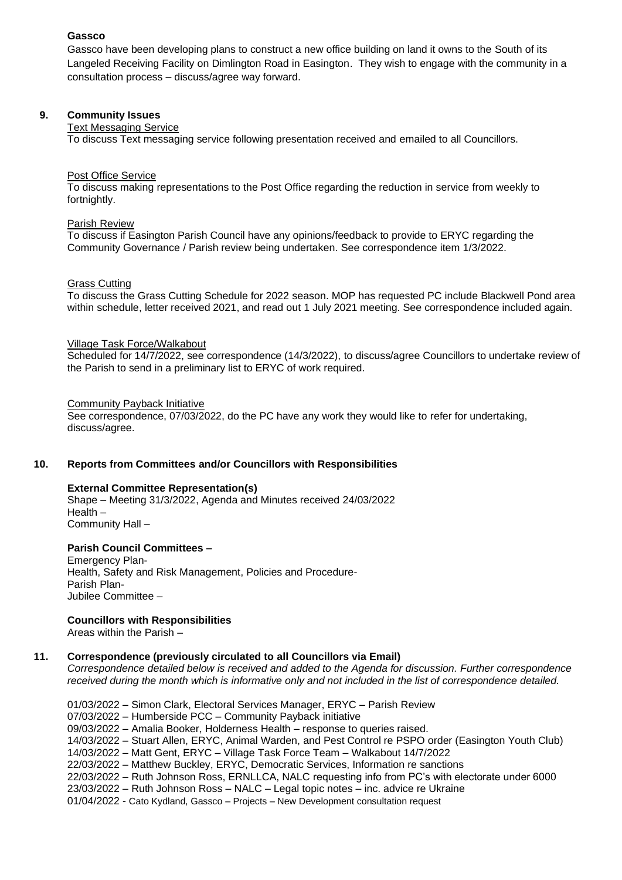**Gassco**

Gassco have been developing plans to construct a new office building on land it owns to the South of its Langeled Receiving Facility on Dimlington Road in Easington. They wish to engage with the community in a consultation process – discuss/agree way forward.

## 9. Community Issues

Text Messaging Service

To discuss Text messaging service following presentation received and emailed to all Councillors.

Post Office Service

To discuss making representations to the Post Office regarding the reduction in service from weekly to fortnightly.

Parish Review

To discuss if Easington Parish Council have any opinions/feedback to provide to ERYC regarding the Community Governance / Parish review being undertaken. See correspondence item 1/3/2022.

Grass Cutting

To discuss the Grass Cutting Schedule for 2022 season. MOP has requested PC include Blackwell Pond area within schedule, letter received 2021, and read out 1 July 2021 meeting. See correspondence included again.

Village Task Force/Walkabout

Scheduled for 14/7/2022, see correspondence (14/3/2022), to discuss/agree Councillors to undertake review of the Parish to send in a preliminary list to ERYC of work required.

Community Payback Initiative

See correspondence, 07/03/2022, do the PC have any work they would like to refer for undertaking, discuss/agree.

## 10. Reports from Committees and/or Councillors with Responsibilities

**External Committee Representation(s)**

Shape – Meeting 31/3/2022, Agenda and Minutes received 24/03/2022
Health –
Community Hall –

**Parish Council Committees –**

Emergency Plan-
Health, Safety and Risk Management, Policies and Procedure-
Parish Plan-
Jubilee Committee –

**Councillors with Responsibilities**

Areas within the Parish –

## 11. Correspondence (previously circulated to all Councillors via Email)

*Correspondence detailed below is received and added to the Agenda for discussion. Further correspondence received during the month which is informative only and not included in the list of correspondence detailed.*

01/03/2022 – Simon Clark, Electoral Services Manager, ERYC – Parish Review
07/03/2022 – Humberside PCC – Community Payback initiative
09/03/2022 – Amalia Booker, Holderness Health – response to queries raised.
14/03/2022 – Stuart Allen, ERYC, Animal Warden, and Pest Control re PSPO order (Easington Youth Club)
14/03/2022 – Matt Gent, ERYC – Village Task Force Team – Walkabout 14/7/2022
22/03/2022 – Matthew Buckley, ERYC, Democratic Services, Information re sanctions
22/03/2022 – Ruth Johnson Ross, ERNLLCA, NALC requesting info from PC's with electorate under 6000
23/03/2022 – Ruth Johnson Ross – NALC – Legal topic notes – inc. advice re Ukraine
01/04/2022 - Cato Kydland, Gassco – Projects – New Development consultation request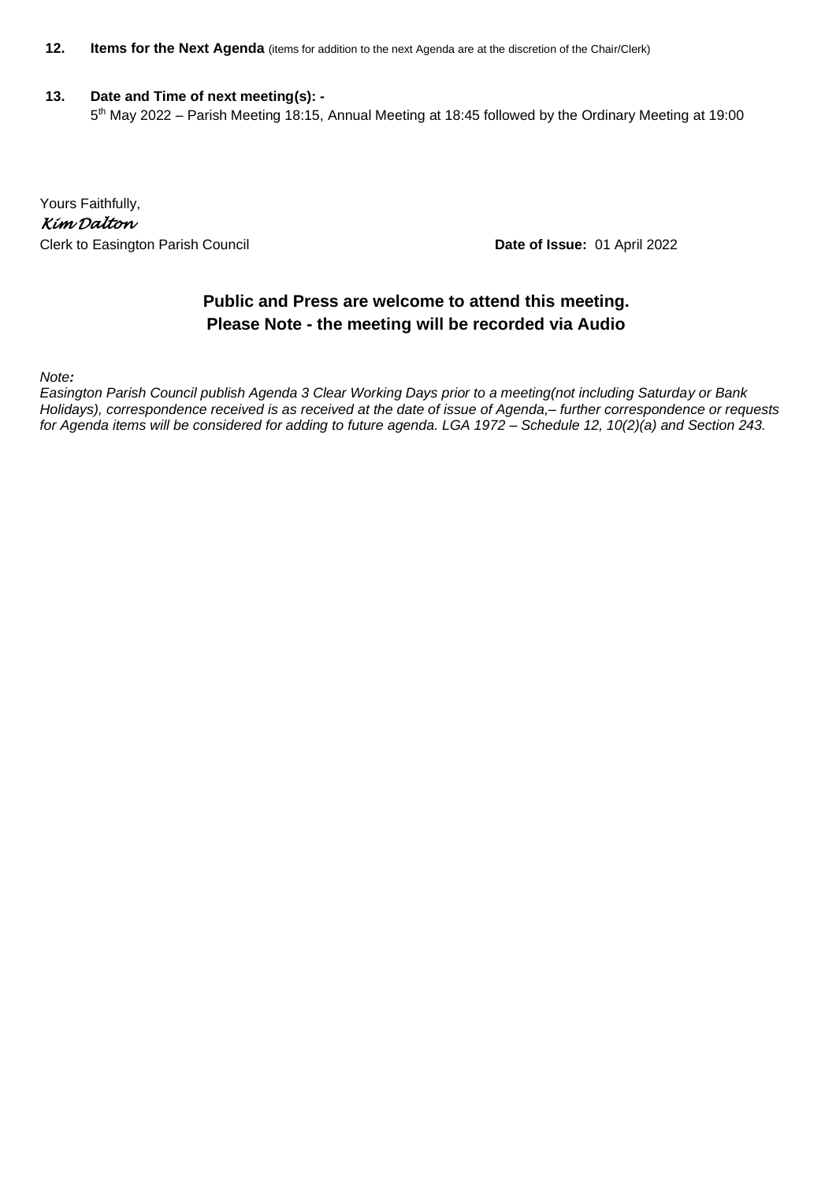**12. Items for the Next Agenda** (items for addition to the next Agenda are at the discretion of the Chair/Clerk)

**13. Date and Time of next meeting(s): -**

5th May 2022 – Parish Meeting 18:15, Annual Meeting at 18:45 followed by the Ordinary Meeting at 19:00

Yours Faithfully,

*Kim Dalton*

Clerk to Easington Parish Council **Date of Issue:** 01 April 2022

**Public and Press are welcome to attend this meeting.**
**Please Note - the meeting will be recorded via Audio**

*Note:*

*Easington Parish Council publish Agenda 3 Clear Working Days prior to a meeting(not including Saturday or Bank Holidays), correspondence received is as received at the date of issue of Agenda,– further correspondence or requests for Agenda items will be considered for adding to future agenda. LGA 1972 – Schedule 12, 10(2)(a) and Section 243.*